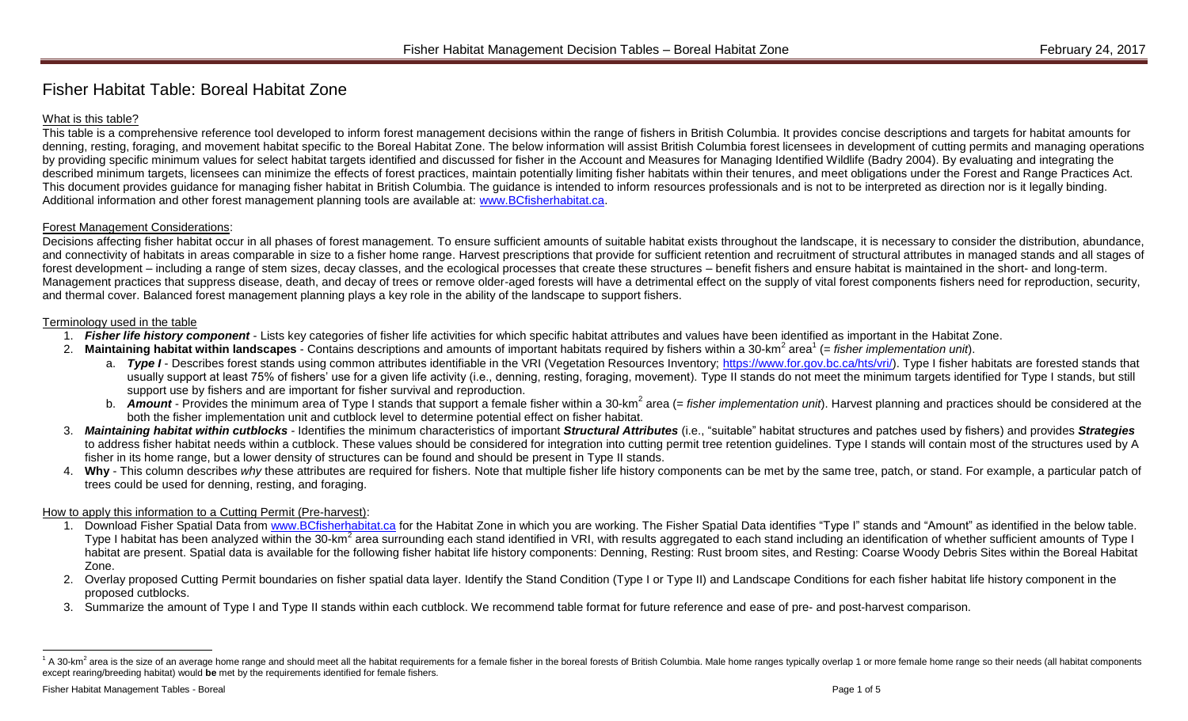# Fisher Habitat Table: Boreal Habitat Zone

## What is this table?

This table is a comprehensive reference tool developed to inform forest management decisions within the range of fishers in British Columbia. It provides concise descriptions and targets for habitat amounts for denning, resting, foraging, and movement habitat specific to the Boreal Habitat Zone. The below information will assist British Columbia forest licensees in development of cutting permits and managing operations by providing specific minimum values for select habitat targets identified and discussed for fisher in the Account and Measures for Managing Identified Wildlife (Badry 2004). By evaluating and integrating the described minimum targets, licensees can minimize the effects of forest practices, maintain potentially limiting fisher habitats within their tenures, and meet obligations under the Forest and Range Practices Act. This document provides guidance for managing fisher habitat in British Columbia. The guidance is intended to inform resources professionals and is not to be interpreted as direction nor is it legally binding. Additional information and other forest management planning tools are available at: www.BCfisherhabitat.ca.

## Forest Management Considerations:

Decisions affecting fisher habitat occur in all phases of forest management. To ensure sufficient amounts of suitable habitat exists throughout the landscape, it is necessary to consider the distribution, abundance, and connectivity of habitats in areas comparable in size to a fisher home range. Harvest prescriptions that provide for sufficient retention and recruitment of structural attributes in managed stands and all stages of forest development – including a range of stem sizes, decay classes, and the ecological processes that create these structures – benefit fishers and ensure habitat is maintained in the short- and long-term. Management practices that suppress disease, death, and decay of trees or remove older-aged forests will have a detrimental effect on the supply of vital forest components fishers need for reproduction, security, and thermal cover. Balanced forest management planning plays a key role in the ability of the landscape to support fishers.

## Terminology used in the table

1. ***Fisher life history component*** - Lists key categories of fisher life activities for which specific habitat attributes and values have been identified as important in the Habitat Zone.
2. **Maintaining habitat within landscapes** - Contains descriptions and amounts of important habitats required by fishers within a 30-km$^2$ area[1] (= *fisher implementation unit*).
   a. ***Type I*** - Describes forest stands using common attributes identifiable in the VRI (Vegetation Resources Inventory; https://www.for.gov.bc.ca/hts/vri/). Type I fisher habitats are forested stands that usually support at least 75% of fishers' use for a given life activity (i.e., denning, resting, foraging, movement). Type II stands do not meet the minimum targets identified for Type I stands, but still support use by fishers and are important for fisher survival and reproduction.
   b. ***Amount*** - Provides the minimum area of Type I stands that support a female fisher within a 30-km$^2$ area (= *fisher implementation unit*). Harvest planning and practices should be considered at the both the fisher implementation unit and cutblock level to determine potential effect on fisher habitat.
3. ***Maintaining habitat within cutblocks*** - Identifies the minimum characteristics of important ***Structural Attributes*** (i.e., "suitable" habitat structures and patches used by fishers) and provides ***Strategies*** to address fisher habitat needs within a cutblock. These values should be considered for integration into cutting permit tree retention guidelines. Type I stands will contain most of the structures used by A fisher in its home range, but a lower density of structures can be found and should be present in Type II stands.
4. **Why** - This column describes *why* these attributes are required for fishers. Note that multiple fisher life history components can be met by the same tree, patch, or stand. For example, a particular patch of trees could be used for denning, resting, and foraging.

## How to apply this information to a Cutting Permit (Pre-harvest):

1. Download Fisher Spatial Data from www.BCfisherhabitat.ca for the Habitat Zone in which you are working. The Fisher Spatial Data identifies "Type I" stands and "Amount" as identified in the below table. Type I habitat has been analyzed within the 30-km$^2$ area surrounding each stand identified in VRI, with results aggregated to each stand including an identification of whether sufficient amounts of Type I habitat are present. Spatial data is available for the following fisher habitat life history components: Denning, Resting: Rust broom sites, and Resting: Coarse Woody Debris Sites within the Boreal Habitat Zone.
2. Overlay proposed Cutting Permit boundaries on fisher spatial data layer. Identify the Stand Condition (Type I or Type II) and Landscape Conditions for each fisher habitat life history component in the proposed cutblocks.
3. Summarize the amount of Type I and Type II stands within each cutblock. We recommend table format for future reference and ease of pre- and post-harvest comparison.

---

[1] A 30-km$^2$ area is the size of an average home range and should meet all the habitat requirements for a female fisher in the boreal forests of British Columbia. Male home ranges typically overlap 1 or more female home range so their needs (all habitat components except rearing/breeding habitat) would **be** met by the requirements identified for female fishers.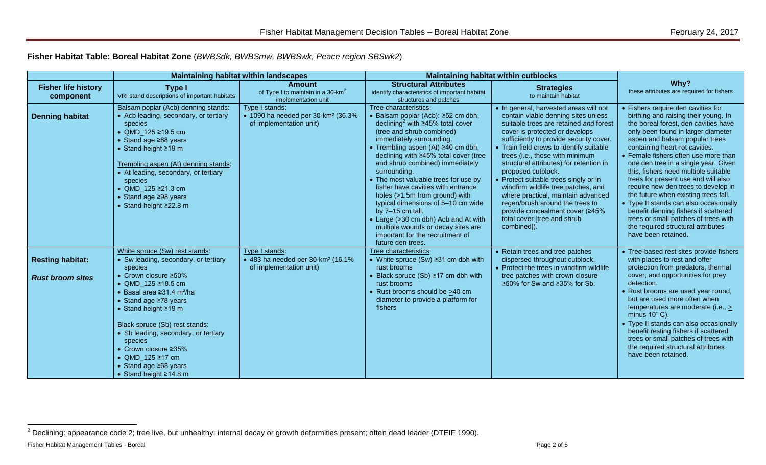**Fisher Habitat Table: Boreal Habitat Zone** (*BWBSdk, BWBSmw, BWBSwk, Peace region SBSwk2*)

| | Maintaining habitat within landscapes | | Maintaining habitat within cutblocks | | |
|---|---|---|---|---|---|
| **Fisher life history component** | **Type I** VRI stand descriptions of important habitats | **Amount** of Type I to maintain in a 30-km[2] implementation unit | **Structural Attributes** identify characteristics of important habitat structures and patches | **Strategies** to maintain habitat | **Why?** these attributes are required for fishers |
| **Denning habitat** | Balsam poplar (Acb) denning stands:<br>• Acb leading, secondary, or tertiary species<br>• QMD_125 ≥19.5 cm<br>• Stand age ≥88 years<br>• Stand height ≥19 m<br><br>Trembling aspen (At) denning stands:<br>• At leading, secondary, or tertiary species<br>• QMD_125 ≥21.3 cm<br>• Stand age ≥98 years<br>• Stand height ≥22.8 m | Type I stands:<br>• 1090 ha needed per 30-km² (36.3% of implementation unit) | Tree characteristics:<br>• Balsam poplar (Acb): ≥52 cm dbh, declining[2] with ≥45% total cover (tree and shrub combined) immediately surrounding.<br>• Trembling aspen (At) ≥40 cm dbh, declining with ≥45% total cover (tree and shrub combined) immediately surrounding.<br>• The most valuable trees for use by fisher have cavities with entrance holes (≥1.5m from ground) with typical dimensions of 5–10 cm wide by 7–15 cm tall.<br>• Large (≥30 cm dbh) Acb and At with multiple wounds or decay sites are important for the recruitment of future den trees. | • In general, harvested areas will not contain viable denning sites unless suitable trees are retained *and* forest cover is protected or develops sufficiently to provide security cover.<br>• Train field crews to identify suitable trees (i.e., those with minimum structural attributes) for retention in proposed cutblock.<br>• Protect suitable trees singly or in windfirm wildlife tree patches, and where practical, maintain advanced regen/brush around the trees to provide concealment cover (≥45% total cover [tree and shrub combined]). | • Fishers require den cavities for birthing and raising their young. In the boreal forest, den cavities have only been found in larger diameter aspen and balsam popular trees containing heart-rot cavities.<br>• Female fishers often use more than one den tree in a single year. Given this, fishers need multiple suitable trees for present use and will also require new den trees to develop in the future when existing trees fall.<br>• Type II stands can also occasionally benefit denning fishers if scattered trees or small patches of trees with the required structural attributes have been retained. |
| **Resting habitat:**<br><br>***Rust broom sites*** | White spruce (Sw) rest stands:<br>• Sw leading, secondary, or tertiary species<br>• Crown closure ≥50%<br>• QMD_125 ≥18.5 cm<br>• Basal area ≥31.4 m²/ha<br>• Stand age ≥78 years<br>• Stand height ≥19 m<br><br>Black spruce (Sb) rest stands:<br>• Sb leading, secondary, or tertiary species<br>• Crown closure ≥35%<br>• QMD_125 ≥17 cm<br>• Stand age ≥68 years<br>• Stand height ≥14.8 m | Type I stands:<br>• 483 ha needed per 30-km² (16.1% of implementation unit) | Tree characteristics:<br>• White spruce (Sw) ≥31 cm dbh with rust brooms<br>• Black spruce (Sb) ≥17 cm dbh with rust brooms<br>• Rust brooms should be ≥40 cm diameter to provide a platform for fishers | • Retain trees and tree patches dispersed throughout cutblock.<br>• Protect the trees in windfirm wildlife tree patches with crown closure ≥50% for Sw and ≥35% for Sb. | • Tree-based rest sites provide fishers with places to rest and offer protection from predators, thermal cover, and opportunities for prey detection.<br>• Rust brooms are used year round, but are used more often when temperatures are moderate (i.e., ≥ minus 10˚ C).<br>• Type II stands can also occasionally benefit resting fishers if scattered trees or small patches of trees with the required structural attributes have been retained. |

[2] Declining: appearance code 2; tree live, but unhealthy; internal decay or growth deformities present; often dead leader (DTEIF 1990).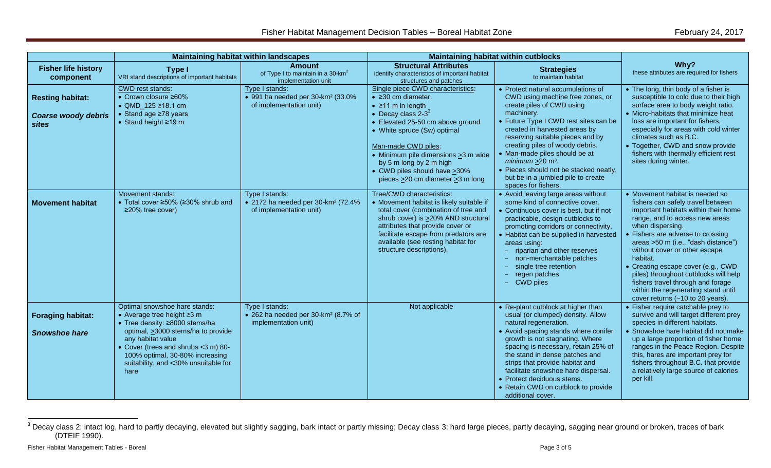| Fisher life history component | Maintaining habitat within landscapes | | Maintaining habitat within cutblocks | | Why? these attributes are required for fishers |
|---|---|---|---|---|---|
| | **Type I** VRI stand descriptions of important habitats | **Amount** of Type I to maintain in a 30-km[2] implementation unit | **Structural Attributes** identify characteristics of important habitat structures and patches | **Strategies** to maintain habitat | |
| **Resting habitat:** ***Coarse woody debris sites*** | CWD rest stands:<br>• Crown closure ≥60%<br>• QMD_125 ≥18.1 cm<br>• Stand age ≥78 years<br>• Stand height ≥19 m | Type I stands:<br>• 991 ha needed per 30-km² (33.0% of implementation unit) | Single piece CWD characteristics:<br>• ≥30 cm diameter.<br>• ≥11 m in length<br>• Decay class 2-3[3]<br>• Elevated 25-50 cm above ground<br>• White spruce (Sw) optimal<br><br>Man-made CWD piles:<br>• Minimum pile dimensions >3 m wide by 5 m long by 2 m high<br>• CWD piles should have >30% pieces >20 cm diameter >3 m long | • Protect natural accumulations of CWD using machine free zones, or create piles of CWD using machinery.<br>• Future Type I CWD rest sites can be created in harvested areas by reserving suitable pieces and by creating piles of woody debris.<br>• Man-made piles should be at *minimum* >20 m³.<br>• Pieces should not be stacked neatly, but be in a jumbled pile to create spaces for fishers. | • The long, thin body of a fisher is susceptible to cold due to their high surface area to body weight ratio.<br>• Micro-habitats that minimize heat loss are important for fishers, especially for areas with cold winter climates such as B.C.<br>• Together, CWD and snow provide fishers with thermally efficient rest sites during winter. |
| **Movement habitat** | Movement stands:<br>• Total cover ≥50% (≥30% shrub and ≥20% tree cover) | Type I stands:<br>• 2172 ha needed per 30-km² (72.4% of implementation unit) | Tree/CWD characteristics:<br>• Movement habitat is likely suitable if total cover (combination of tree and shrub cover) is >20% AND structural attributes that provide cover or facilitate escape from predators are available (see resting habitat for structure descriptions). | • Avoid leaving large areas without some kind of connective cover.<br>• Continuous cover is best, but if not practicable, design cutblocks to promoting corridors or connectivity.<br>• Habitat can be supplied in harvested areas using:<br>  – riparian and other reserves<br>  – non-merchantable patches<br>  – single tree retention<br>  – regen patches<br>  – CWD piles | • Movement habitat is needed so fishers can safely travel between important habitats within their home range, and to access new areas when dispersing.<br>• Fishers are adverse to crossing areas >50 m (i.e., "dash distance") without cover or other escape habitat.<br>• Creating escape cover (e.g., CWD piles) throughout cutblocks will help fishers travel through and forage within the regenerating stand until cover returns (~10 to 20 years). |
| **Foraging habitat:** ***Snowshoe hare*** | Optimal snowshoe hare stands:<br>• Average tree height ≥3 m<br>• Tree density: ≥8000 stems/ha optimal, >3000 stems/ha to provide any habitat value<br>• Cover (trees and shrubs <3 m) 80-100% optimal, 30-80% increasing suitability, and <30% unsuitable for hare | Type I stands:<br>• 262 ha needed per 30-km² (8.7% of implementation unit) | Not applicable | • Re-plant cutblock at higher than usual (or clumped) density. Allow natural regeneration.<br>• Avoid spacing stands where conifer growth is not stagnating. Where spacing is necessary, retain 25% of the stand in dense patches and strips that provide habitat and facilitate snowshoe hare dispersal.<br>• Protect deciduous stems.<br>• Retain CWD on cutblock to provide additional cover. | • Fisher require catchable prey to survive and will target different prey species in different habitats.<br>• Snowshoe hare habitat did not make up a large proportion of fisher home ranges in the Peace Region. Despite this, hares are important prey for fishers throughout B.C. that provide a relatively large source of calories per kill. |

[3] Decay class 2: intact log, hard to partly decaying, elevated but slightly sagging, bark intact or partly missing; Decay class 3: hard large pieces, partly decaying, sagging near ground or broken, traces of bark (DTEIF 1990).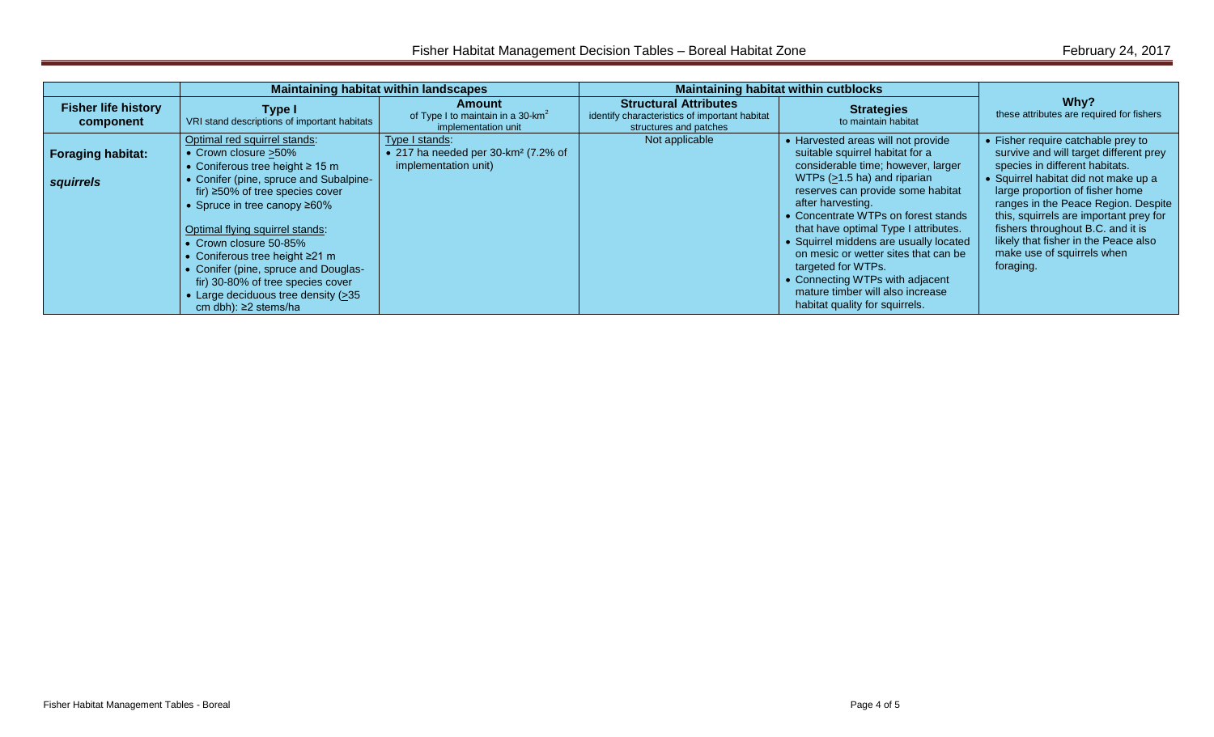| | Maintaining habitat within landscapes | | Maintaining habitat within cutblocks | | |
|---|---|---|---|---|---|
| **Fisher life history component** | **Type I** VRI stand descriptions of important habitats | **Amount** of Type I to maintain in a 30-km$^2$ implementation unit | **Structural Attributes** identify characteristics of important habitat structures and patches | **Strategies** to maintain habitat | **Why?** these attributes are required for fishers |
| **Foraging habitat:** ***squirrels*** | Optimal red squirrel stands:<br>• Crown closure ≥50%<br>• Coniferous tree height ≥ 15 m<br>• Conifer (pine, spruce and Subalpine-fir) ≥50% of tree species cover<br>• Spruce in tree canopy ≥60%<br><br>Optimal flying squirrel stands:<br>• Crown closure 50-85%<br>• Coniferous tree height ≥21 m<br>• Conifer (pine, spruce and Douglas-fir) 30-80% of tree species cover<br>• Large deciduous tree density (≥35 cm dbh): ≥2 stems/ha | Type I stands:<br>• 217 ha needed per 30-km$^2$ (7.2% of implementation unit) | Not applicable | • Harvested areas will not provide suitable squirrel habitat for a considerable time; however, larger WTPs (≥1.5 ha) and riparian reserves can provide some habitat after harvesting.<br>• Concentrate WTPs on forest stands that have optimal Type I attributes.<br>• Squirrel middens are usually located on mesic or wetter sites that can be targeted for WTPs.<br>• Connecting WTPs with adjacent mature timber will also increase habitat quality for squirrels. | • Fisher require catchable prey to survive and will target different prey species in different habitats.<br>• Squirrel habitat did not make up a large proportion of fisher home ranges in the Peace Region. Despite this, squirrels are important prey for fishers throughout B.C. and it is likely that fisher in the Peace also make use of squirrels when foraging. |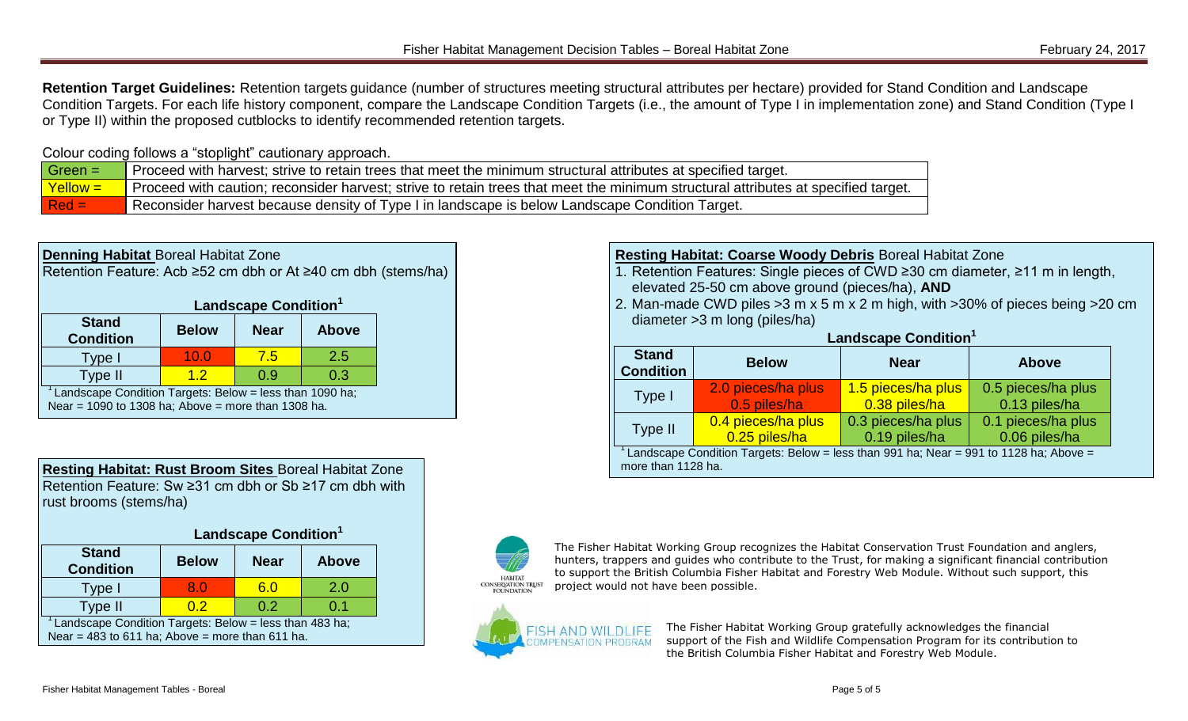**Retention Target Guidelines:** Retention targets guidance (number of structures meeting structural attributes per hectare) provided for Stand Condition and Landscape Condition Targets. For each life history component, compare the Landscape Condition Targets (i.e., the amount of Type I in implementation zone) and Stand Condition (Type I or Type II) within the proposed cutblocks to identify recommended retention targets.

Colour coding follows a "stoplight" cautionary approach.

| | |
|---|---|
| Green = | Proceed with harvest; strive to retain trees that meet the minimum structural attributes at specified target. |
| Yellow = | Proceed with caution; reconsider harvest; strive to retain trees that meet the minimum structural attributes at specified target. |
| Red = | Reconsider harvest because density of Type I in landscape is below Landscape Condition Target. |

**Denning Habitat** Boreal Habitat Zone
Retention Feature: Acb ≥52 cm dbh or At ≥40 cm dbh (stems/ha)

| Stand Condition | Landscape Condition[1] | | |
|---|---|---|---|
| | Below | Near | Above |
| Type I | 10.0 | 7.5 | 2.5 |
| Type II | 1.2 | 0.9 | 0.3 |

[1] Landscape Condition Targets: Below = less than 1090 ha; Near = 1090 to 1308 ha; Above = more than 1308 ha.

**Resting Habitat: Rust Broom Sites** Boreal Habitat Zone
Retention Feature: Sw ≥31 cm dbh or Sb ≥17 cm dbh with rust brooms (stems/ha)

| Stand Condition | Landscape Condition[1] | | |
|---|---|---|---|
| | Below | Near | Above |
| Type I | 8.0 | 6.0 | 2.0 |
| Type II | 0.2 | 0.2 | 0.1 |

[1] Landscape Condition Targets: Below = less than 483 ha; Near = 483 to 611 ha; Above = more than 611 ha.

**Resting Habitat: Coarse Woody Debris** Boreal Habitat Zone

1. Retention Features: Single pieces of CWD ≥30 cm diameter, ≥11 m in length, elevated 25-50 cm above ground (pieces/ha), **AND**
2. Man-made CWD piles >3 m x 5 m x 2 m high, with >30% of pieces being >20 cm diameter >3 m long (piles/ha)

| Stand Condition | Landscape Condition[1] | | |
|---|---|---|---|
| | Below | Near | Above |
| Type I | 2.0 pieces/ha plus 0.5 piles/ha | 1.5 pieces/ha plus 0.38 piles/ha | 0.5 pieces/ha plus 0.13 piles/ha |
| Type II | 0.4 pieces/ha plus 0.25 piles/ha | 0.3 pieces/ha plus 0.19 piles/ha | 0.1 pieces/ha plus 0.06 piles/ha |

[1] Landscape Condition Targets: Below = less than 991 ha; Near = 991 to 1128 ha; Above = more than 1128 ha.

HABITAT CONSERVATION TRUST FOUNDATION

The Fisher Habitat Working Group recognizes the Habitat Conservation Trust Foundation and anglers, hunters, trappers and guides who contribute to the Trust, for making a significant financial contribution to support the British Columbia Fisher Habitat and Forestry Web Module. Without such support, this project would not have been possible.

FISH AND WILDLIFE COMPENSATION PROGRAM

The Fisher Habitat Working Group gratefully acknowledges the financial support of the Fish and Wildlife Compensation Program for its contribution to the British Columbia Fisher Habitat and Forestry Web Module.